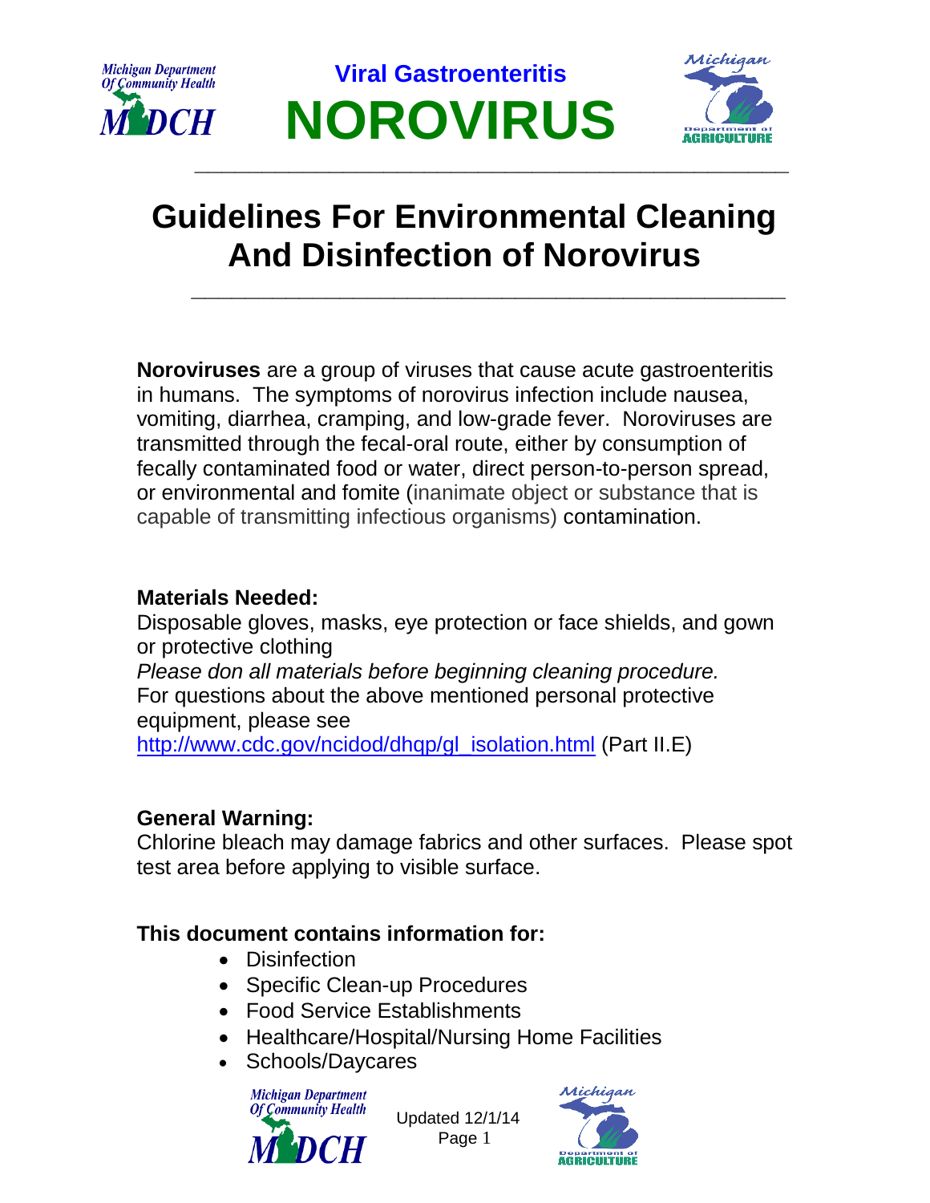## Viral Gastroenteritis

# NOROVIRUS

---

# Guidelines For Environmental Cleaning And Disinfection of Norovirus

---

**Noroviruses** are a group of viruses that cause acute gastroenteritis in humans. The symptoms of norovirus infection include nausea, vomiting, diarrhea, cramping, and low-grade fever. Noroviruses are transmitted through the fecal-oral route, either by consumption of fecally contaminated food or water, direct person-to-person spread, or environmental and fomite (inanimate object or substance that is capable of transmitting infectious organisms) contamination.

**Materials Needed:**
Disposable gloves, masks, eye protection or face shields, and gown or protective clothing
*Please don all materials before beginning cleaning procedure.*
For questions about the above mentioned personal protective equipment, please see
http://www.cdc.gov/ncidod/dhqp/gl_isolation.html (Part II.E)

**General Warning:**
Chlorine bleach may damage fabrics and other surfaces. Please spot test area before applying to visible surface.

**This document contains information for:**

- Disinfection
- Specific Clean-up Procedures
- Food Service Establishments
- Healthcare/Hospital/Nursing Home Facilities
- Schools/Daycares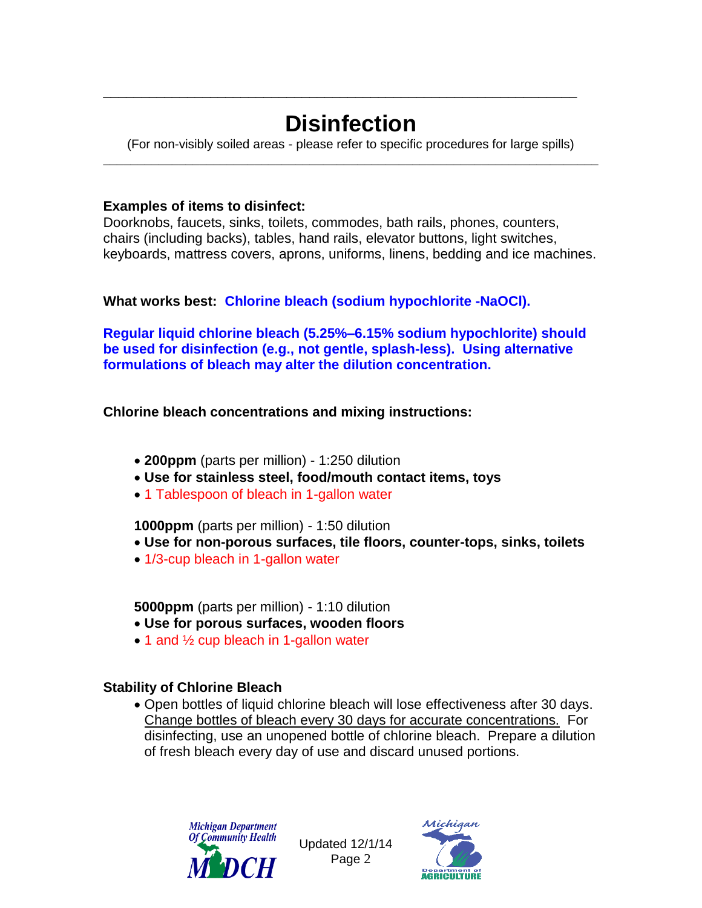# Disinfection

(For non-visibly soiled areas - please refer to specific procedures for large spills)

**Examples of items to disinfect:**
Doorknobs, faucets, sinks, toilets, commodes, bath rails, phones, counters, chairs (including backs), tables, hand rails, elevator buttons, light switches, keyboards, mattress covers, aprons, uniforms, linens, bedding and ice machines.

**What works best: Chlorine bleach (sodium hypochlorite -NaOCl).**

**Regular liquid chlorine bleach (5.25%–6.15% sodium hypochlorite) should be used for disinfection (e.g., not gentle, splash-less). Using alternative formulations of bleach may alter the dilution concentration.**

**Chlorine bleach concentrations and mixing instructions:**

- **200ppm** (parts per million) - 1:250 dilution
- **Use for stainless steel, food/mouth contact items, toys**
- 1 Tablespoon of bleach in 1-gallon water

**1000ppm** (parts per million) - 1:50 dilution
- **Use for non-porous surfaces, tile floors, counter-tops, sinks, toilets**
- 1/3-cup bleach in 1-gallon water

**5000ppm** (parts per million) - 1:10 dilution
- **Use for porous surfaces, wooden floors**
- 1 and ½ cup bleach in 1-gallon water

**Stability of Chlorine Bleach**

- Open bottles of liquid chlorine bleach will lose effectiveness after 30 days. <u>Change bottles of bleach every 30 days for accurate concentrations.</u> For disinfecting, use an unopened bottle of chlorine bleach. Prepare a dilution of fresh bleach every day of use and discard unused portions.

Updated 12/1/14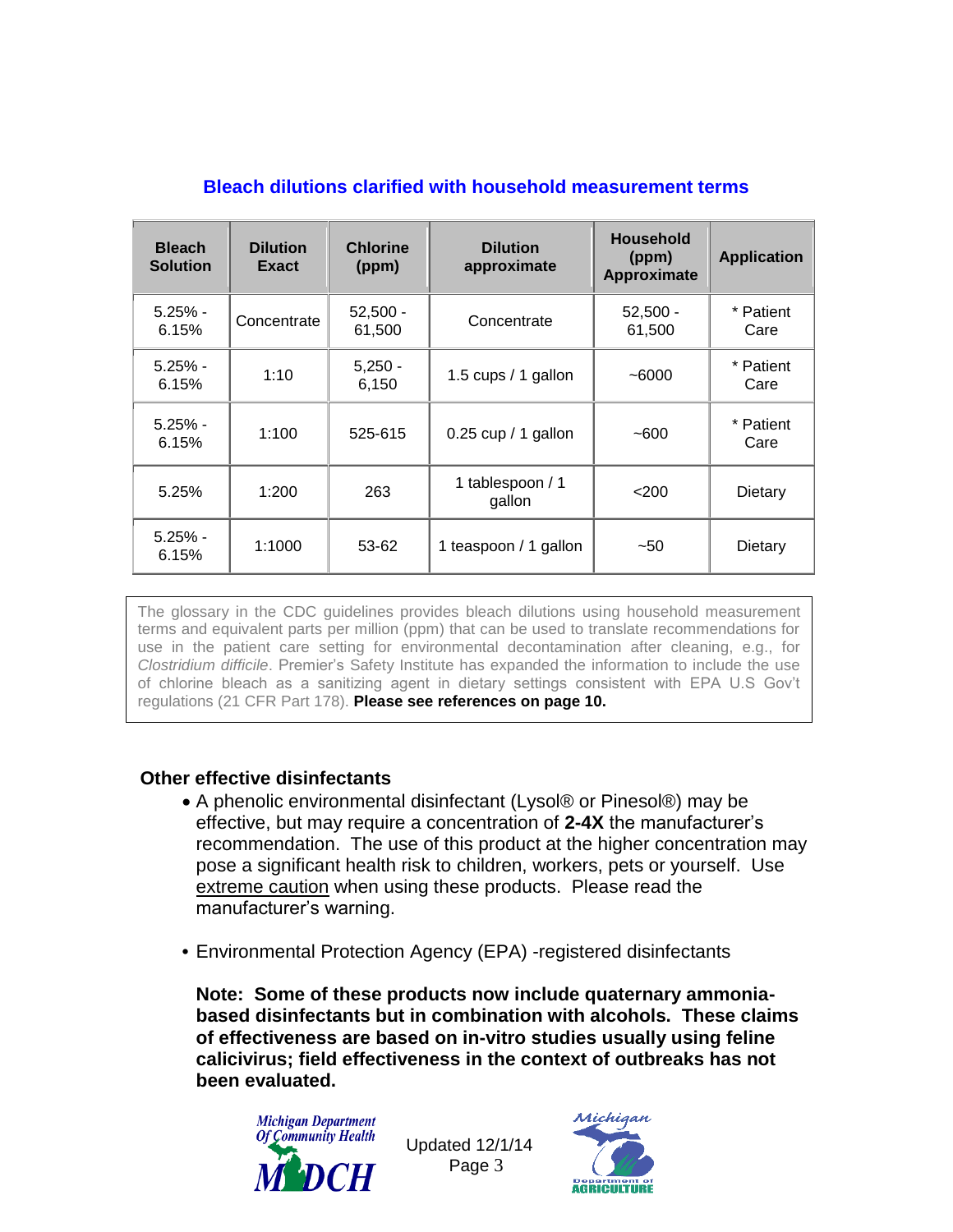## Bleach dilutions clarified with household measurement terms

| Bleach Solution | Dilution Exact | Chlorine (ppm) | Dilution approximate | Household (ppm) Approximate | Application |
|---|---|---|---|---|---|
| 5.25% - 6.15% | Concentrate | 52,500 - 61,500 | Concentrate | 52,500 - 61,500 | * Patient Care |
| 5.25% - 6.15% | 1:10 | 5,250 - 6,150 | 1.5 cups / 1 gallon | ~6000 | * Patient Care |
| 5.25% - 6.15% | 1:100 | 525-615 | 0.25 cup / 1 gallon | ~600 | * Patient Care |
| 5.25% | 1:200 | 263 | 1 tablespoon / 1 gallon | <200 | Dietary |
| 5.25% - 6.15% | 1:1000 | 53-62 | 1 teaspoon / 1 gallon | ~50 | Dietary |

The glossary in the CDC guidelines provides bleach dilutions using household measurement terms and equivalent parts per million (ppm) that can be used to translate recommendations for use in the patient care setting for environmental decontamination after cleaning, e.g., for *Clostridium difficile*. Premier's Safety Institute has expanded the information to include the use of chlorine bleach as a sanitizing agent in dietary settings consistent with EPA U.S Gov't regulations (21 CFR Part 178). **Please see references on page 10.**

### Other effective disinfectants

- A phenolic environmental disinfectant (Lysol® or Pinesol®) may be effective, but may require a concentration of **2-4X** the manufacturer's recommendation. The use of this product at the higher concentration may pose a significant health risk to children, workers, pets or yourself. Use extreme caution when using these products. Please read the manufacturer's warning.

- Environmental Protection Agency (EPA) -registered disinfectants

**Note: Some of these products now include quaternary ammonia-based disinfectants but in combination with alcohols. These claims of effectiveness are based on in-vitro studies usually using feline calicivirus; field effectiveness in the context of outbreaks has not been evaluated.**

Updated 12/1/14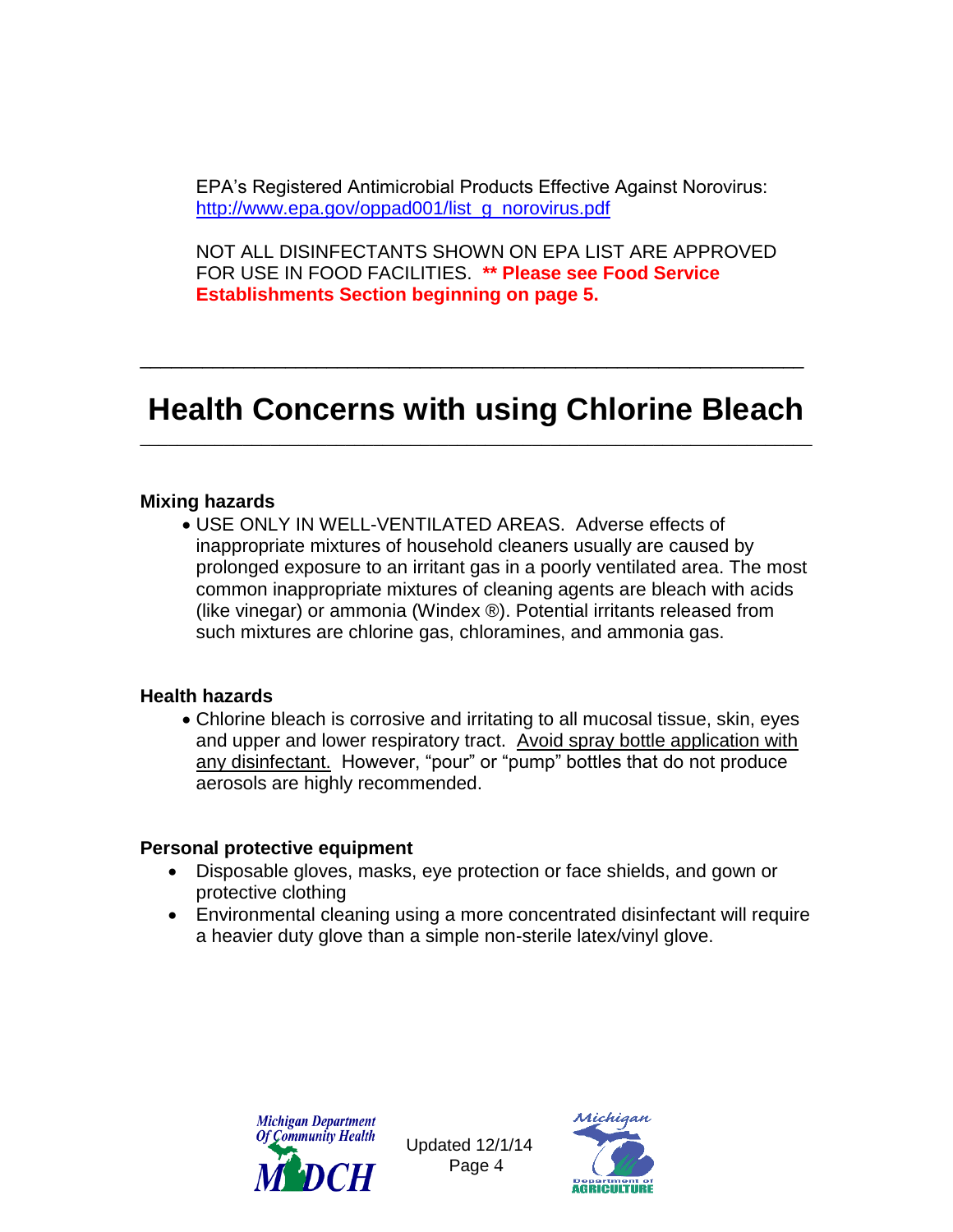EPA's Registered Antimicrobial Products Effective Against Norovirus: http://www.epa.gov/oppad001/list_g_norovirus.pdf

NOT ALL DISINFECTANTS SHOWN ON EPA LIST ARE APPROVED FOR USE IN FOOD FACILITIES. **** Please see Food Service Establishments Section beginning on page 5.**

---

# Health Concerns with using Chlorine Bleach

---

### Mixing hazards

- USE ONLY IN WELL-VENTILATED AREAS. Adverse effects of inappropriate mixtures of household cleaners usually are caused by prolonged exposure to an irritant gas in a poorly ventilated area. The most common inappropriate mixtures of cleaning agents are bleach with acids (like vinegar) or ammonia (Windex ®). Potential irritants released from such mixtures are chlorine gas, chloramines, and ammonia gas.

### Health hazards

- Chlorine bleach is corrosive and irritating to all mucosal tissue, skin, eyes and upper and lower respiratory tract. Avoid spray bottle application with any disinfectant. However, "pour" or "pump" bottles that do not produce aerosols are highly recommended.

### Personal protective equipment

- Disposable gloves, masks, eye protection or face shields, and gown or protective clothing
- Environmental cleaning using a more concentrated disinfectant will require a heavier duty glove than a simple non-sterile latex/vinyl glove.

Updated 12/1/14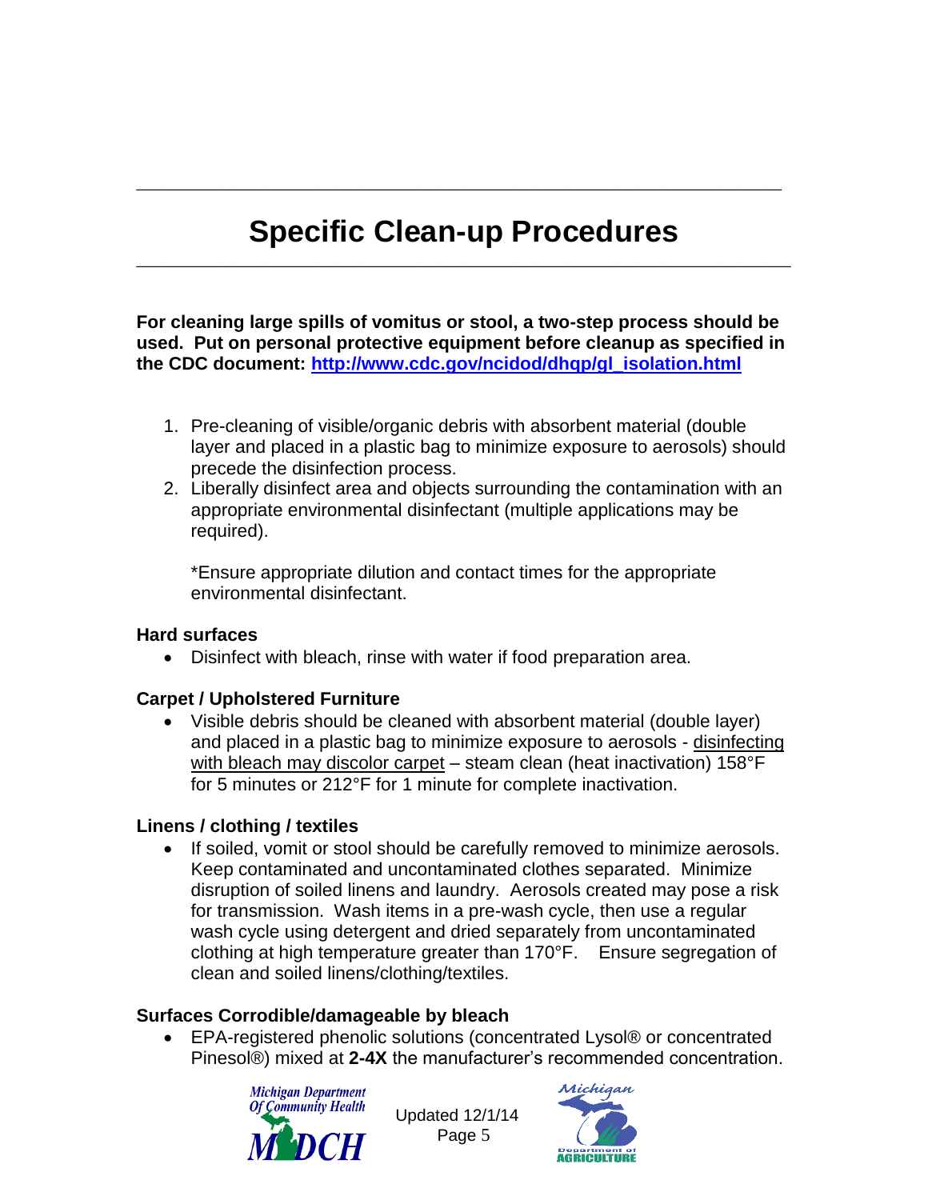# Specific Clean-up Procedures

**For cleaning large spills of vomitus or stool, a two-step process should be used. Put on personal protective equipment before cleanup as specified in the CDC document: [http://www.cdc.gov/ncidod/dhqp/gl_isolation.html](http://www.cdc.gov/ncidod/dhqp/gl_isolation.html)**

1. Pre-cleaning of visible/organic debris with absorbent material (double layer and placed in a plastic bag to minimize exposure to aerosols) should precede the disinfection process.
2. Liberally disinfect area and objects surrounding the contamination with an appropriate environmental disinfectant (multiple applications may be required).

   *Ensure appropriate dilution and contact times for the appropriate environmental disinfectant.

### Hard surfaces

- Disinfect with bleach, rinse with water if food preparation area.

### Carpet / Upholstered Furniture

- Visible debris should be cleaned with absorbent material (double layer) and placed in a plastic bag to minimize exposure to aerosols - <u>disinfecting with bleach may discolor carpet</u> – steam clean (heat inactivation) 158°F for 5 minutes or 212°F for 1 minute for complete inactivation.

### Linens / clothing / textiles

- If soiled, vomit or stool should be carefully removed to minimize aerosols. Keep contaminated and uncontaminated clothes separated. Minimize disruption of soiled linens and laundry. Aerosols created may pose a risk for transmission. Wash items in a pre-wash cycle, then use a regular wash cycle using detergent and dried separately from uncontaminated clothing at high temperature greater than 170°F. Ensure segregation of clean and soiled linens/clothing/textiles.

### Surfaces Corrodible/damageable by bleach

- EPA-registered phenolic solutions (concentrated Lysol® or concentrated Pinesol®) mixed at **2-4X** the manufacturer's recommended concentration.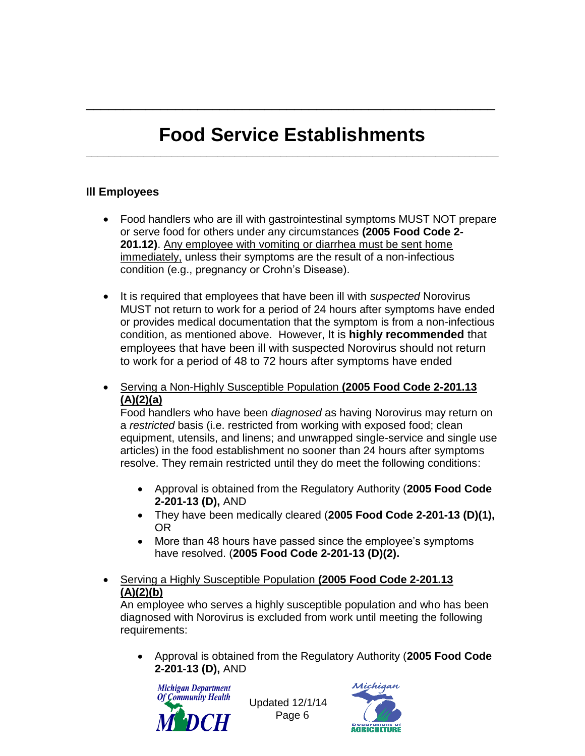# Food Service Establishments

### Ill Employees

- Food handlers who are ill with gastrointestinal symptoms MUST NOT prepare or serve food for others under any circumstances **(2005 Food Code 2-201.12)**. <u>Any employee with vomiting or diarrhea must be sent home immediately,</u> unless their symptoms are the result of a non-infectious condition (e.g., pregnancy or Crohn's Disease).

- It is required that employees that have been ill with *suspected* Norovirus MUST not return to work for a period of 24 hours after symptoms have ended or provides medical documentation that the symptom is from a non-infectious condition, as mentioned above. However, It is **highly recommended** that employees that have been ill with suspected Norovirus should not return to work for a period of 48 to 72 hours after symptoms have ended

- <u>Serving a Non-Highly Susceptible Population **(2005 Food Code 2-201.13 (A)(2)(a)**</u>
  Food handlers who have been *diagnosed* as having Norovirus may return on a *restricted* basis (i.e. restricted from working with exposed food; clean equipment, utensils, and linens; and unwrapped single-service and single use articles) in the food establishment no sooner than 24 hours after symptoms resolve. They remain restricted until they do meet the following conditions:

  - Approval is obtained from the Regulatory Authority (**2005 Food Code 2-201-13 (D),** AND
  - They have been medically cleared (**2005 Food Code 2-201-13 (D)(1),** OR
  - More than 48 hours have passed since the employee's symptoms have resolved. (**2005 Food Code 2-201-13 (D)(2).**

- <u>Serving a Highly Susceptible Population **(2005 Food Code 2-201.13 (A)(2)(b)**</u>
  An employee who serves a highly susceptible population and who has been diagnosed with Norovirus is excluded from work until meeting the following requirements:

  - Approval is obtained from the Regulatory Authority (**2005 Food Code 2-201-13 (D),** AND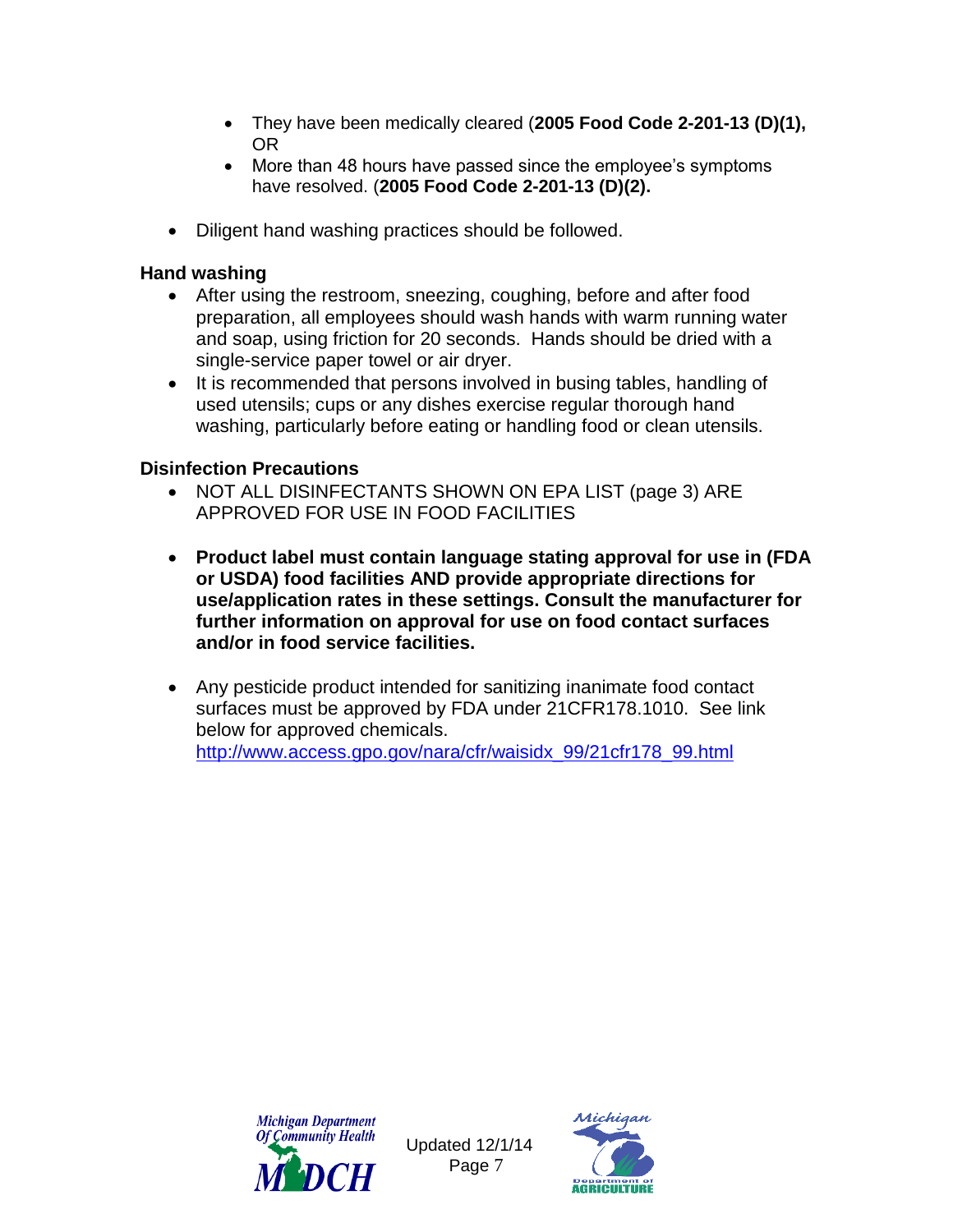- They have been medically cleared (**2005 Food Code 2-201-13 (D)(1),** OR
- More than 48 hours have passed since the employee's symptoms have resolved. (**2005 Food Code 2-201-13 (D)(2).**

- Diligent hand washing practices should be followed.

### Hand washing

- After using the restroom, sneezing, coughing, before and after food preparation, all employees should wash hands with warm running water and soap, using friction for 20 seconds. Hands should be dried with a single-service paper towel or air dryer.
- It is recommended that persons involved in busing tables, handling of used utensils; cups or any dishes exercise regular thorough hand washing, particularly before eating or handling food or clean utensils.

### Disinfection Precautions

- NOT ALL DISINFECTANTS SHOWN ON EPA LIST (page 3) ARE APPROVED FOR USE IN FOOD FACILITIES

- **Product label must contain language stating approval for use in (FDA or USDA) food facilities AND provide appropriate directions for use/application rates in these settings. Consult the manufacturer for further information on approval for use on food contact surfaces and/or in food service facilities.**

- Any pesticide product intended for sanitizing inanimate food contact surfaces must be approved by FDA under 21CFR178.1010. See link below for approved chemicals.
  http://www.access.gpo.gov/nara/cfr/waisidx_99/21cfr178_99.html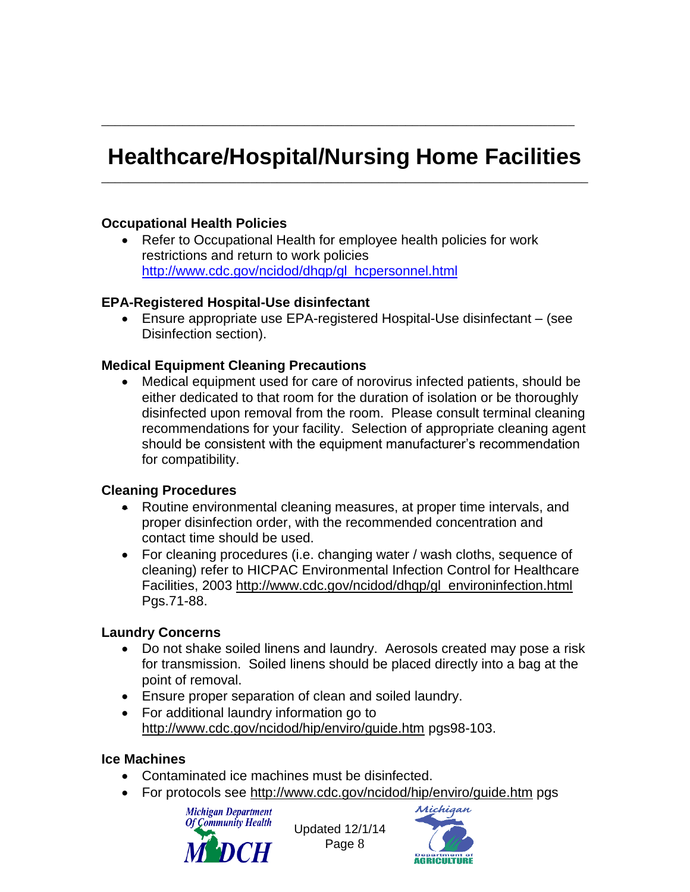# Healthcare/Hospital/Nursing Home Facilities

**Occupational Health Policies**

- Refer to Occupational Health for employee health policies for work restrictions and return to work policies http://www.cdc.gov/ncidod/dhqp/gl_hcpersonnel.html

**EPA-Registered Hospital-Use disinfectant**

- Ensure appropriate use EPA-registered Hospital-Use disinfectant – (see Disinfection section).

**Medical Equipment Cleaning Precautions**

- Medical equipment used for care of norovirus infected patients, should be either dedicated to that room for the duration of isolation or be thoroughly disinfected upon removal from the room. Please consult terminal cleaning recommendations for your facility. Selection of appropriate cleaning agent should be consistent with the equipment manufacturer's recommendation for compatibility.

**Cleaning Procedures**

- Routine environmental cleaning measures, at proper time intervals, and proper disinfection order, with the recommended concentration and contact time should be used.
- For cleaning procedures (i.e. changing water / wash cloths, sequence of cleaning) refer to HICPAC Environmental Infection Control for Healthcare Facilities, 2003 http://www.cdc.gov/ncidod/dhqp/gl_environinfection.html Pgs.71-88.

**Laundry Concerns**

- Do not shake soiled linens and laundry. Aerosols created may pose a risk for transmission. Soiled linens should be placed directly into a bag at the point of removal.
- Ensure proper separation of clean and soiled laundry.
- For additional laundry information go to http://www.cdc.gov/ncidod/hip/enviro/guide.htm pgs98-103.

**Ice Machines**

- Contaminated ice machines must be disinfected.
- For protocols see http://www.cdc.gov/ncidod/hip/enviro/guide.htm pgs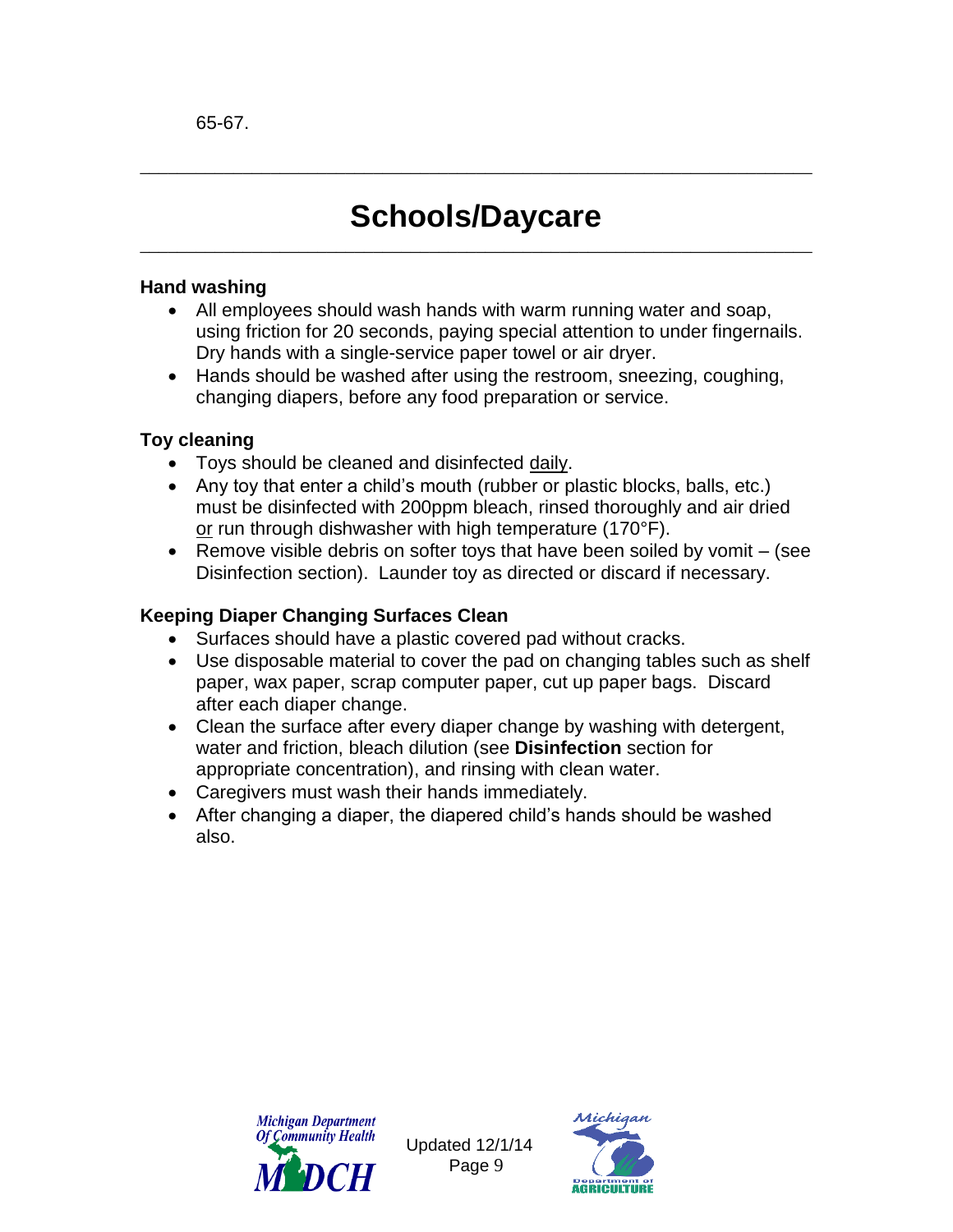65-67.

---

# Schools/Daycare

---

### Hand washing

- All employees should wash hands with warm running water and soap, using friction for 20 seconds, paying special attention to under fingernails. Dry hands with a single-service paper towel or air dryer.
- Hands should be washed after using the restroom, sneezing, coughing, changing diapers, before any food preparation or service.

### Toy cleaning

- Toys should be cleaned and disinfected daily.
- Any toy that enter a child's mouth (rubber or plastic blocks, balls, etc.) must be disinfected with 200ppm bleach, rinsed thoroughly and air dried or run through dishwasher with high temperature (170°F).
- Remove visible debris on softer toys that have been soiled by vomit – (see Disinfection section). Launder toy as directed or discard if necessary.

### Keeping Diaper Changing Surfaces Clean

- Surfaces should have a plastic covered pad without cracks.
- Use disposable material to cover the pad on changing tables such as shelf paper, wax paper, scrap computer paper, cut up paper bags. Discard after each diaper change.
- Clean the surface after every diaper change by washing with detergent, water and friction, bleach dilution (see **Disinfection** section for appropriate concentration), and rinsing with clean water.
- Caregivers must wash their hands immediately.
- After changing a diaper, the diapered child's hands should be washed also.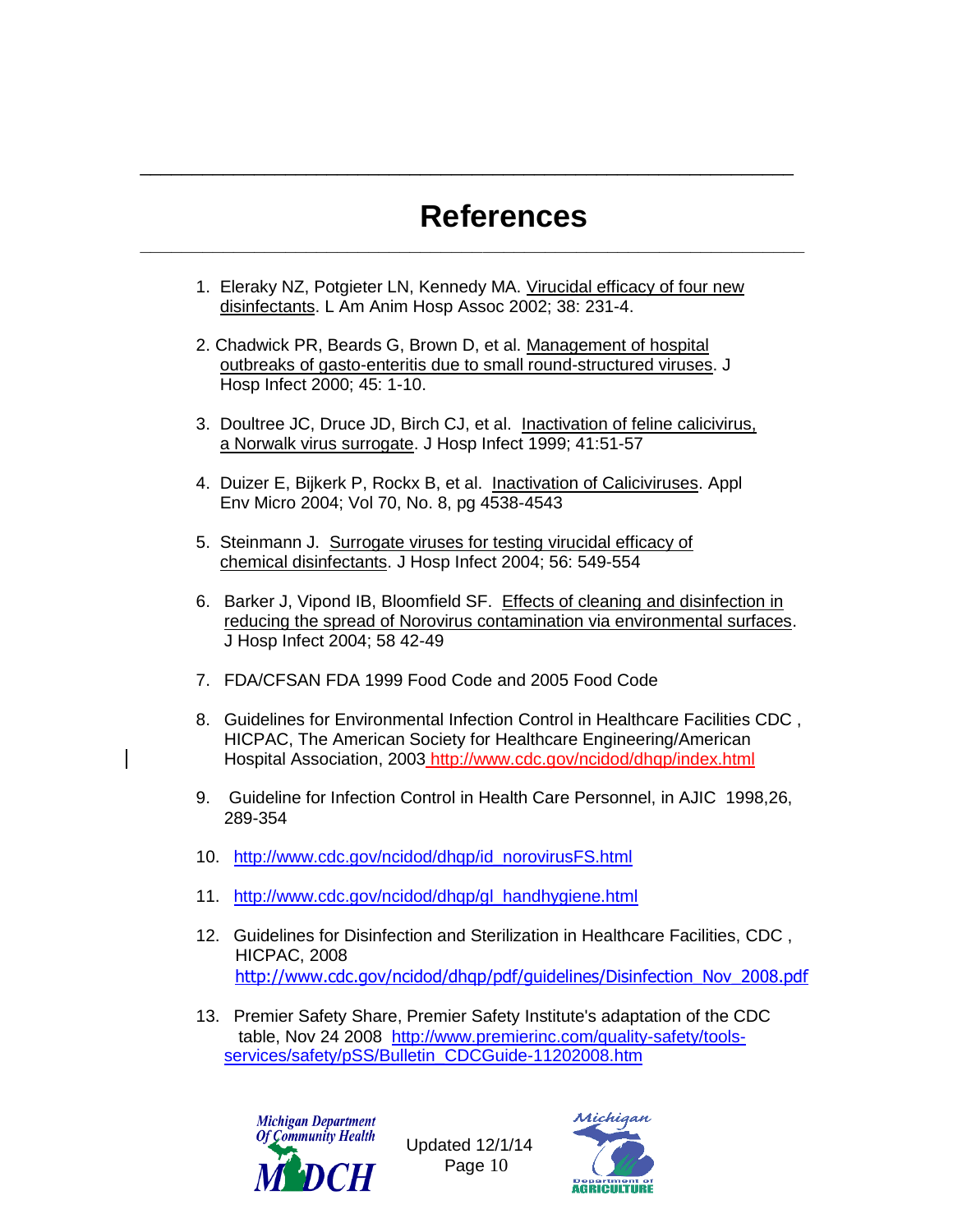# References

1. Eleraky NZ, Potgieter LN, Kennedy MA. Virucidal efficacy of four new disinfectants. L Am Anim Hosp Assoc 2002; 38: 231-4.

2. Chadwick PR, Beards G, Brown D, et al. Management of hospital outbreaks of gasto-enteritis due to small round-structured viruses. J Hosp Infect 2000; 45: 1-10.

3. Doultree JC, Druce JD, Birch CJ, et al. Inactivation of feline calicivirus, a Norwalk virus surrogate. J Hosp Infect 1999; 41:51-57

4. Duizer E, Bijkerk P, Rockx B, et al. Inactivation of Caliciviruses. Appl Env Micro 2004; Vol 70, No. 8, pg 4538-4543

5. Steinmann J. Surrogate viruses for testing virucidal efficacy of chemical disinfectants. J Hosp Infect 2004; 56: 549-554

6. Barker J, Vipond IB, Bloomfield SF. Effects of cleaning and disinfection in reducing the spread of Norovirus contamination via environmental surfaces. J Hosp Infect 2004; 58 42-49

7. FDA/CFSAN FDA 1999 Food Code and 2005 Food Code

8. Guidelines for Environmental Infection Control in Healthcare Facilities CDC , HICPAC, The American Society for Healthcare Engineering/American Hospital Association, 2003 http://www.cdc.gov/ncidod/dhqp/index.html

9. Guideline for Infection Control in Health Care Personnel, in AJIC 1998,26, 289-354

10. http://www.cdc.gov/ncidod/dhqp/id_norovirusFS.html

11. http://www.cdc.gov/ncidod/dhqp/gl_handhygiene.html

12. Guidelines for Disinfection and Sterilization in Healthcare Facilities, CDC , HICPAC, 2008 http://www.cdc.gov/ncidod/dhqp/pdf/guidelines/Disinfection_Nov_2008.pdf

13. Premier Safety Share, Premier Safety Institute's adaptation of the CDC table, Nov 24 2008 http://www.premierinc.com/quality-safety/tools-services/safety/pSS/Bulletin_CDCGuide-11202008.htm

Michigan Department Of Community Health MDCH

Updated 12/1/14

Michigan Department of Agriculture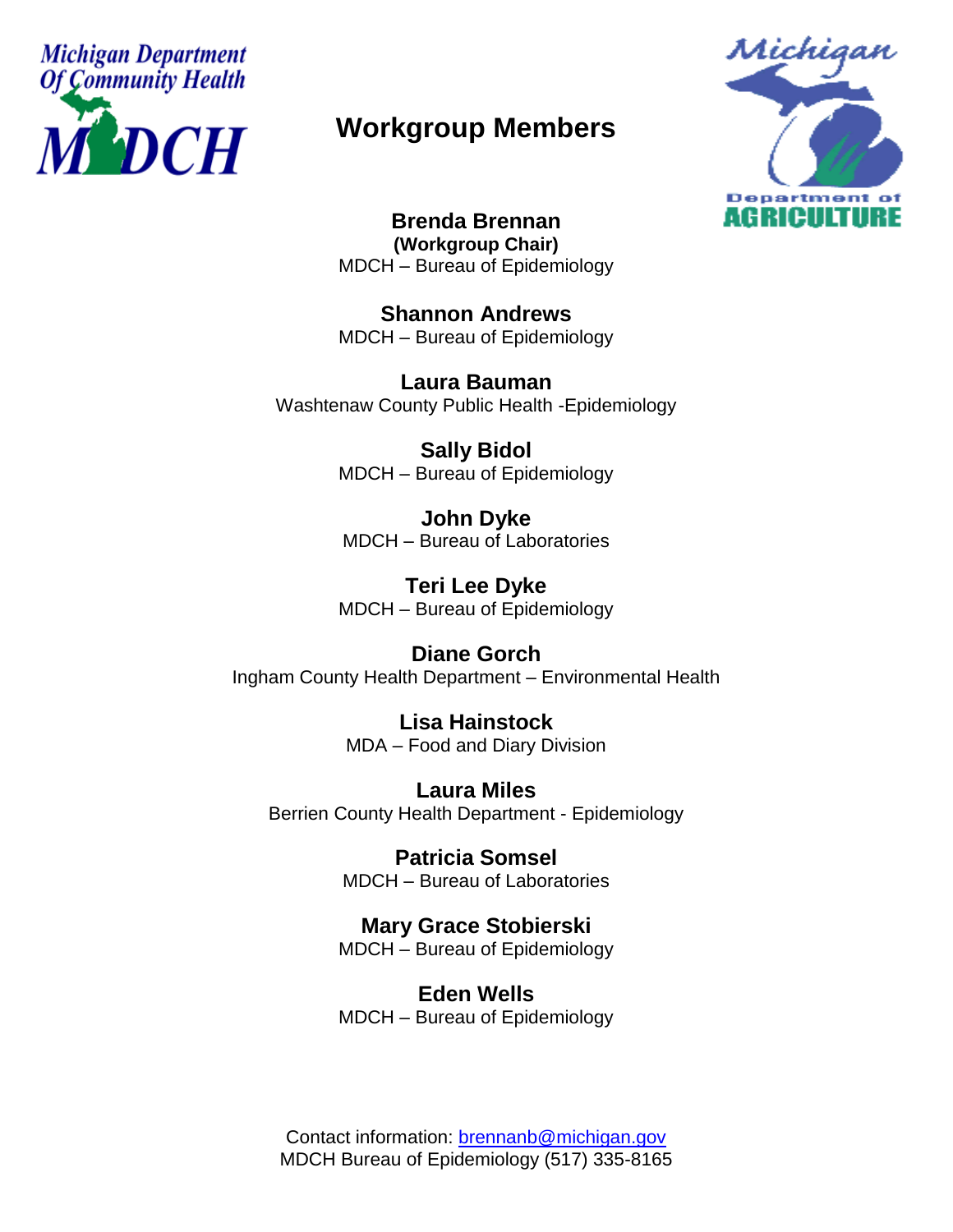Michigan Department Of Community Health

MDCH

Michigan Department of Agriculture

# Workgroup Members

**Brenda Brennan**
**(Workgroup Chair)**
MDCH – Bureau of Epidemiology

**Shannon Andrews**
MDCH – Bureau of Epidemiology

**Laura Bauman**
Washtenaw County Public Health -Epidemiology

**Sally Bidol**
MDCH – Bureau of Epidemiology

**John Dyke**
MDCH – Bureau of Laboratories

**Teri Lee Dyke**
MDCH – Bureau of Epidemiology

**Diane Gorch**
Ingham County Health Department – Environmental Health

**Lisa Hainstock**
MDA – Food and Diary Division

**Laura Miles**
Berrien County Health Department - Epidemiology

**Patricia Somsel**
MDCH – Bureau of Laboratories

**Mary Grace Stobierski**
MDCH – Bureau of Epidemiology

**Eden Wells**
MDCH – Bureau of Epidemiology

Contact information: brennanb@michigan.gov
MDCH Bureau of Epidemiology (517) 335-8165